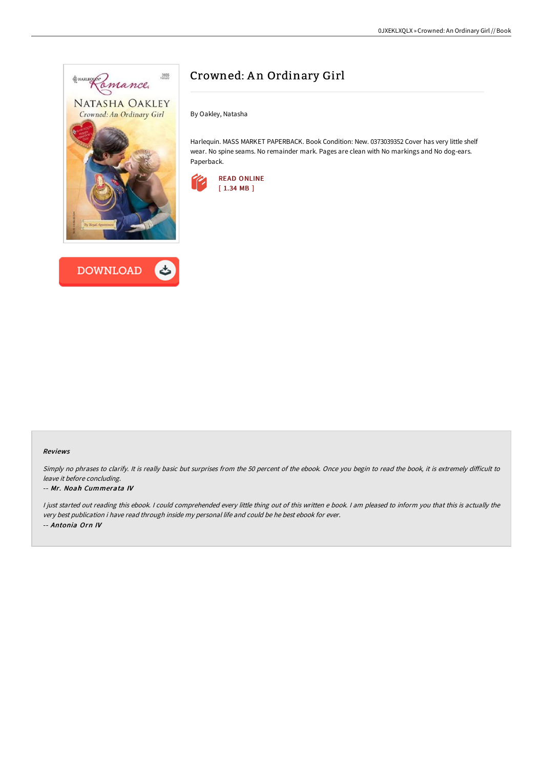# Crowned: An Ordinary Girl

By Oakley, Natasha

Harlequin. MASS MARKET PAPERBACK. Book Condition: New. 0373039352 Cover has very little shelf wear. No spine seams. No remainder mark. Pages are clean with No markings and No dog-ears. Paperback.

READ ONLINE
[ 1.34 MB ]

DOWNLOAD

### Reviews

*Simply no phrases to clarify. It is really basic but surprises from the 50 percent of the ebook. Once you begin to read the book, it is extremely difficult to leave it before concluding.*

*-- Mr. Noah Cummerata IV*

*I just started out reading this ebook. I could comprehended every little thing out of this written e book. I am pleased to inform you that this is actually the very best publication i have read through inside my personal life and could be he best ebook for ever.*

*-- Antonia Orn IV*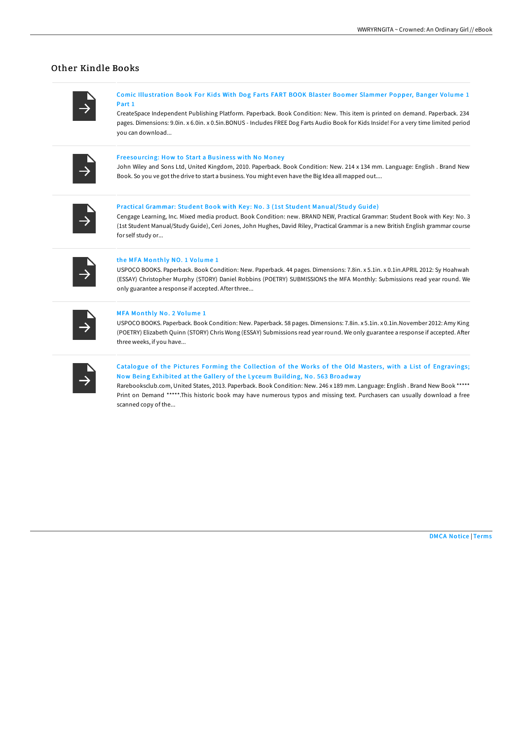## Other Kindle Books

### Comic Illustration Book For Kids With Dog Farts FART BOOK Blaster Boomer Slammer Popper, Banger Volume 1 Part 1

CreateSpace Independent Publishing Platform. Paperback. Book Condition: New. This item is printed on demand. Paperback. 234 pages. Dimensions: 9.0in. x 6.0in. x 0.5in.BONUS - Includes FREE Dog Farts Audio Book for Kids Inside! For a very time limited period you can download...

### Freesourcing: How to Start a Business with No Money

John Wiley and Sons Ltd, United Kingdom, 2010. Paperback. Book Condition: New. 214 x 134 mm. Language: English . Brand New Book. So you ve got the drive to start a business. You might even have the Big Idea all mapped out....

### Practical Grammar: Student Book with Key: No. 3 (1st Student Manual/Study Guide)

Cengage Learning, Inc. Mixed media product. Book Condition: new. BRAND NEW, Practical Grammar: Student Book with Key: No. 3 (1st Student Manual/Study Guide), Ceri Jones, John Hughes, David Riley, Practical Grammar is a new British English grammar course for self study or...

### the MFA Monthly NO. 1 Volume 1

USPOCO BOOKS. Paperback. Book Condition: New. Paperback. 44 pages. Dimensions: 7.8in. x 5.1in. x 0.1in.APRIL 2012: Sy Hoahwah (ESSAY) Christopher Murphy (STORY) Daniel Robbins (POETRY) SUBMISSIONS the MFA Monthly: Submissions read year round. We only guarantee a response if accepted. After three...

### MFA Monthly No. 2 Volume 1

USPOCO BOOKS. Paperback. Book Condition: New. Paperback. 58 pages. Dimensions: 7.8in. x 5.1in. x 0.1in.November 2012: Amy King (POETRY) Elizabeth Quinn (STORY) Chris Wong (ESSAY) Submissions read year round. We only guarantee a response if accepted. After three weeks, if you have...

### Catalogue of the Pictures Forming the Collection of the Works of the Old Masters, with a List of Engravings; Now Being Exhibited at the Gallery of the Lyceum Building, No. 563 Broadway

Rarebooksclub.com, United States, 2013. Paperback. Book Condition: New. 246 x 189 mm. Language: English . Brand New Book ***** Print on Demand *****.This historic book may have numerous typos and missing text. Purchasers can usually download a free scanned copy of the...

DMCA Notice | Terms